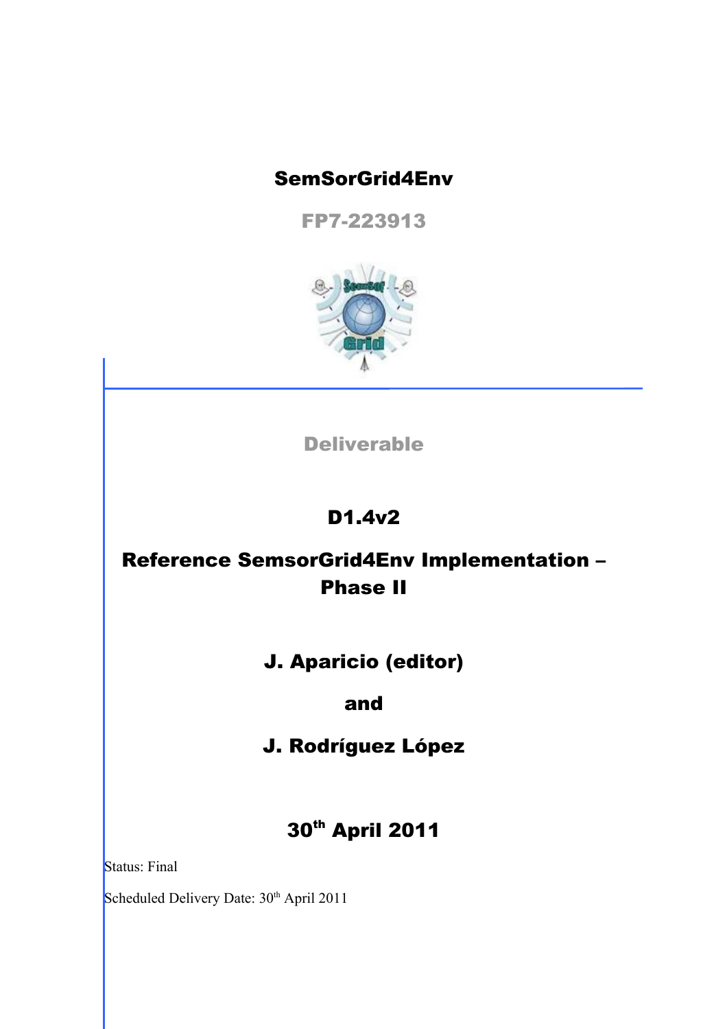# SemSorGrid4Env

**FP7-223913**

**Deliverable**

## D1.4v2

## Reference SemsorGrid4Env Implementation – Phase II

**J. Aparicio (editor)**

**and**

**J. Rodríguez López**

**30th April 2011**

Status: Final

Scheduled Delivery Date: 30th April 2011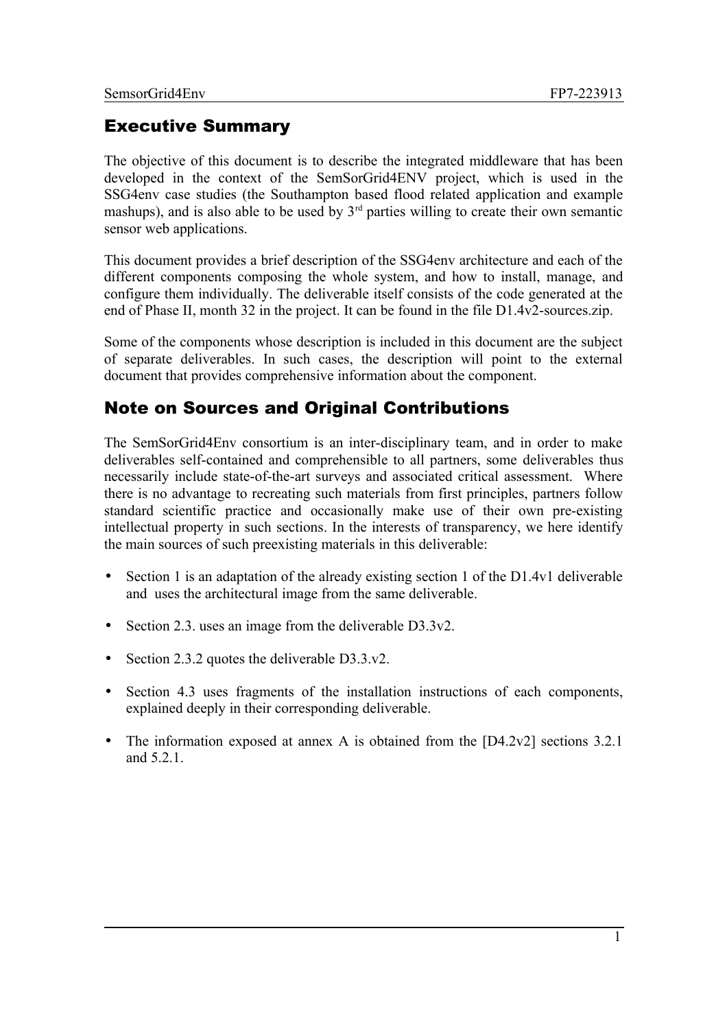## Executive Summary

The objective of this document is to describe the integrated middleware that has been developed in the context of the SemSorGrid4ENV project, which is used in the SSG4env case studies (the Southampton based flood related application and example mashups), and is also able to be used by 3rd parties willing to create their own semantic sensor web applications.

This document provides a brief description of the SSG4env architecture and each of the different components composing the whole system, and how to install, manage, and configure them individually. The deliverable itself consists of the code generated at the end of Phase II, month 32 in the project. It can be found in the file D1.4v2-sources.zip.

Some of the components whose description is included in this document are the subject of separate deliverables. In such cases, the description will point to the external document that provides comprehensive information about the component.

## Note on Sources and Original Contributions

The SemSorGrid4Env consortium is an inter-disciplinary team, and in order to make deliverables self-contained and comprehensible to all partners, some deliverables thus necessarily include state-of-the-art surveys and associated critical assessment. Where there is no advantage to recreating such materials from first principles, partners follow standard scientific practice and occasionally make use of their own pre-existing intellectual property in such sections. In the interests of transparency, we here identify the main sources of such preexisting materials in this deliverable:

- Section 1 is an adaptation of the already existing section 1 of the D1.4v1 deliverable and uses the architectural image from the same deliverable.
- Section 2.3. uses an image from the deliverable D3.3v2.
- Section 2.3.2 quotes the deliverable D3.3.v2.
- Section 4.3 uses fragments of the installation instructions of each components, explained deeply in their corresponding deliverable.
- The information exposed at annex A is obtained from the [D4.2v2] sections 3.2.1 and 5.2.1.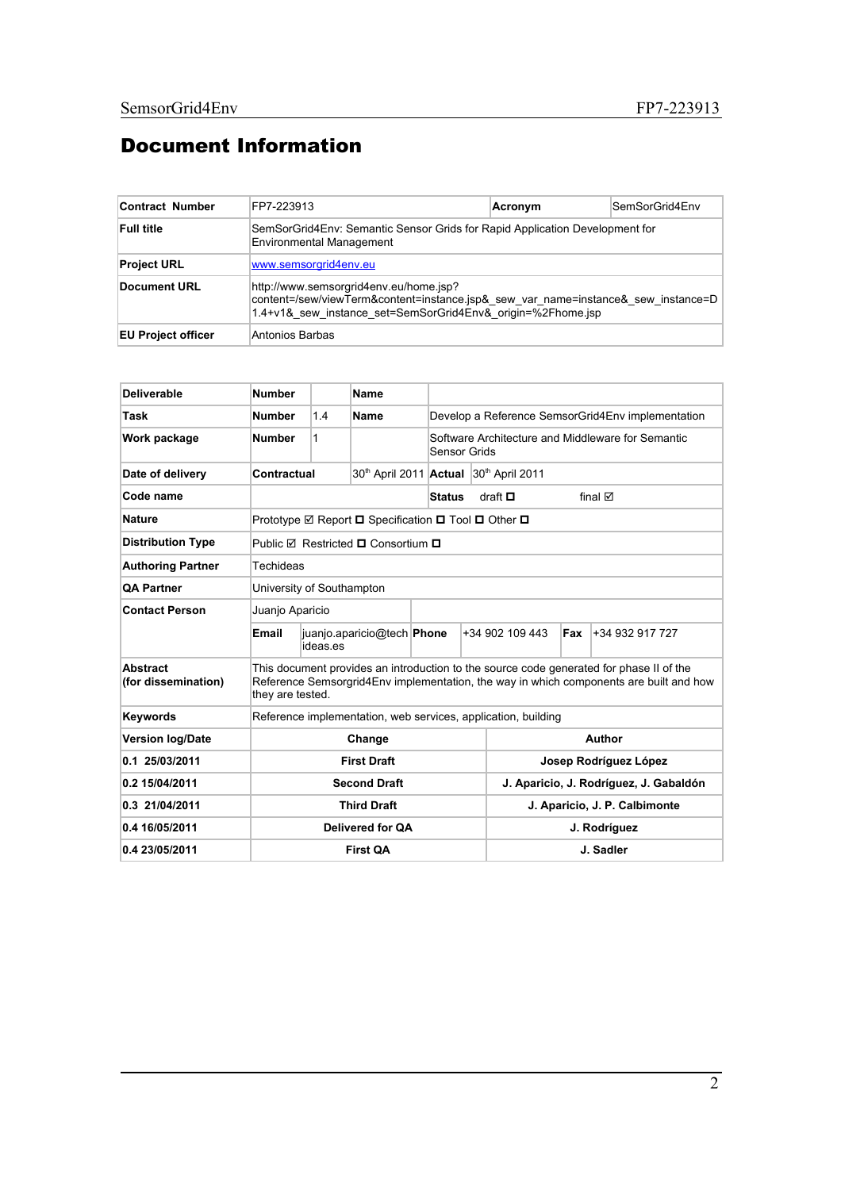# Document Information

| Contract Number | FP7-223913 | Acronym | SemSorGrid4Env |
|---|---|---|---|
| Full title | SemSorGrid4Env: Semantic Sensor Grids for Rapid Application Development for Environmental Management | | |
| Project URL | www.semsorgrid4env.eu | | |
| Document URL | http://www.semsorgrid4env.eu/home.jsp?content=/sew/viewTerm&content=instance.jsp&_sew_var_name=instance&_sew_instance=D1.4+v1&_sew_instance_set=SemSorGrid4Env&_origin=%2Fhome.jsp | | |
| EU Project officer | Antonios Barbas | | |

| Deliverable | Number | | Name | | | | |
|---|---|---|---|---|---|---|---|
| Task | Number | 1.4 | Name | Develop a Reference SemsorGrid4Env implementation | | | |
| Work package | Number | 1 | | Software Architecture and Middleware for Semantic Sensor Grids | | | |
| Date of delivery | Contractual | | 30th April 2011 | Actual | 30th April 2011 | | |
| Code name | | | | Status | draft ☐ | final ☑ | |
| Nature | Prototype ☑ Report ☐ Specification ☐ Tool ☐ Other ☐ | | | | | | |
| Distribution Type | Public ☑ Restricted ☐ Consortium ☐ | | | | | | |
| Authoring Partner | Techideas | | | | | | |
| QA Partner | University of Southampton | | | | | | |
| Contact Person | Juanjo Aparicio | | | | | | |
| | Email | juanjo.aparicio@techideas.es | Phone | +34 902 109 443 | Fax | +34 932 917 727 | |
| Abstract (for dissemination) | This document provides an introduction to the source code generated for phase II of the Reference Semsorgrid4Env implementation, the way in which components are built and how they are tested. | | | | | | |
| Keywords | Reference implementation, web services, application, building | | | | | | |

| Version log/Date | Change | Author |
|---|---|---|
| 0.1 25/03/2011 | First Draft | Josep Rodríguez López |
| 0.2 15/04/2011 | Second Draft | J. Aparicio, J. Rodríguez, J. Gabaldón |
| 0.3 21/04/2011 | Third Draft | J. Aparicio, J. P. Calbimonte |
| 0.4 16/05/2011 | Delivered for QA | J. Rodríguez |
| 0.4 23/05/2011 | First QA | J. Sadler |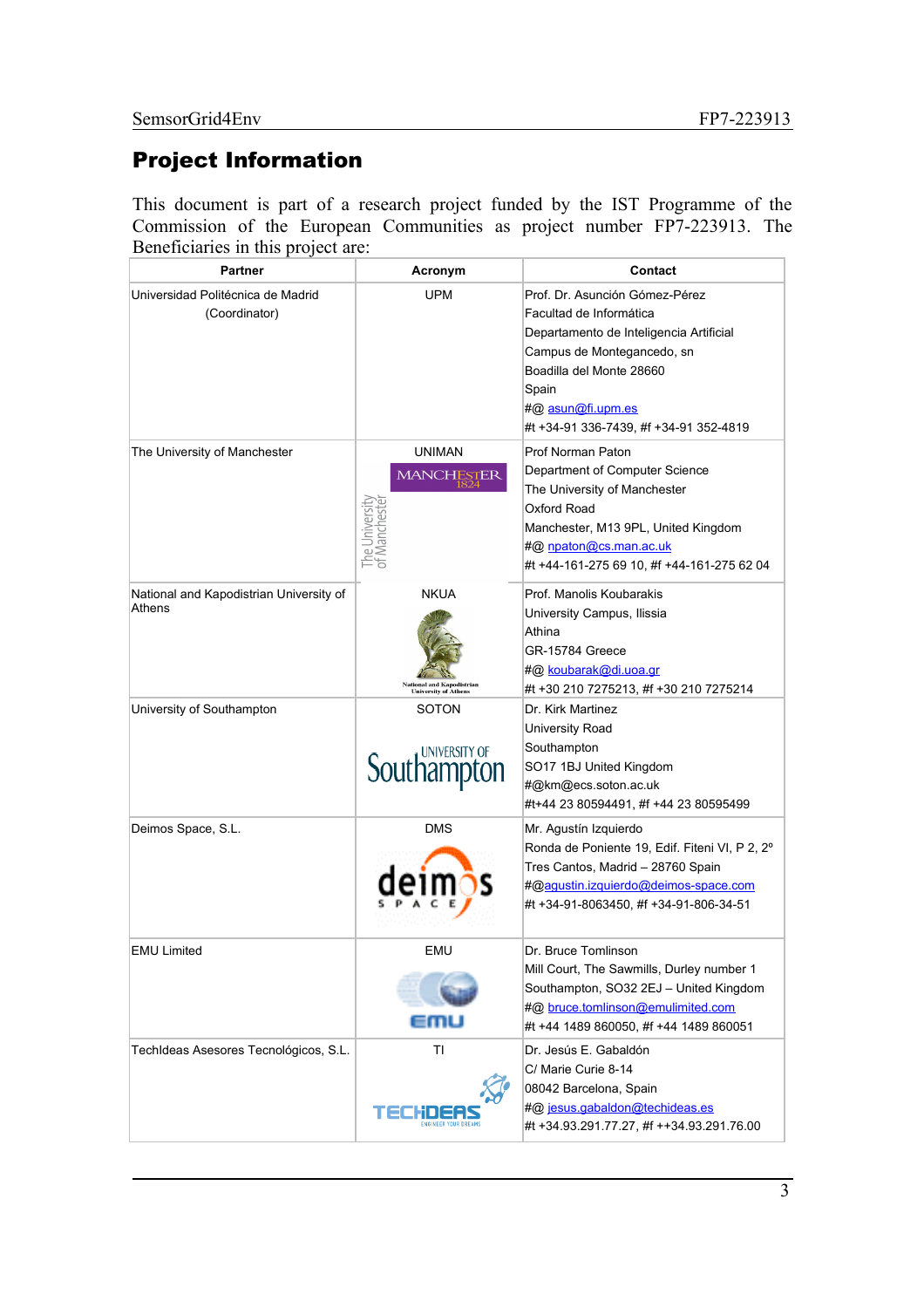# Project Information

This document is part of a research project funded by the IST Programme of the Commission of the European Communities as project number FP7-223913. The Beneficiaries in this project are:

| Partner | Acronym | Contact |
|---|---|---|
| Universidad Politécnica de Madrid (Coordinator) | UPM | Prof. Dr. Asunción Gómez-Pérez<br>Facultad de Informática<br>Departamento de Inteligencia Artificial<br>Campus de Montegancedo, sn<br>Boadilla del Monte 28660<br>Spain<br>#@ asun@fi.upm.es<br>#t +34-91 336-7439, #f +34-91 352-4819 |
| The University of Manchester | UNIMAN | Prof Norman Paton<br>Department of Computer Science<br>The University of Manchester<br>Oxford Road<br>Manchester, M13 9PL, United Kingdom<br>#@ npaton@cs.man.ac.uk<br>#t +44-161-275 69 10, #f +44-161-275 62 04 |
| National and Kapodistrian University of Athens | NKUA | Prof. Manolis Koubarakis<br>University Campus, Ilissia<br>Athina<br>GR-15784 Greece<br>#@ koubarak@di.uoa.gr<br>#t +30 210 7275213, #f +30 210 7275214 |
| University of Southampton | SOTON | Dr. Kirk Martinez<br>University Road<br>Southampton<br>SO17 1BJ United Kingdom<br>#@km@ecs.soton.ac.uk<br>#t+44 23 80594491, #f +44 23 80595499 |
| Deimos Space, S.L. | DMS | Mr. Agustín Izquierdo<br>Ronda de Poniente 19, Edif. Fiteni VI, P 2, 2º<br>Tres Cantos, Madrid – 28760 Spain<br>#@agustin.izquierdo@deimos-space.com<br>#t +34-91-8063450, #f +34-91-806-34-51 |
| EMU Limited | EMU | Dr. Bruce Tomlinson<br>Mill Court, The Sawmills, Durley number 1<br>Southampton, SO32 2EJ – United Kingdom<br>#@ bruce.tomlinson@emulimited.com<br>#t +44 1489 860050, #f +44 1489 860051 |
| TechIdeas Asesores Tecnológicos, S.L. | TI | Dr. Jesús E. Gabaldón<br>C/ Marie Curie 8-14<br>08042 Barcelona, Spain<br>#@ jesus.gabaldon@techideas.es<br>#t +34.93.291.77.27, #f ++34.93.291.76.00 |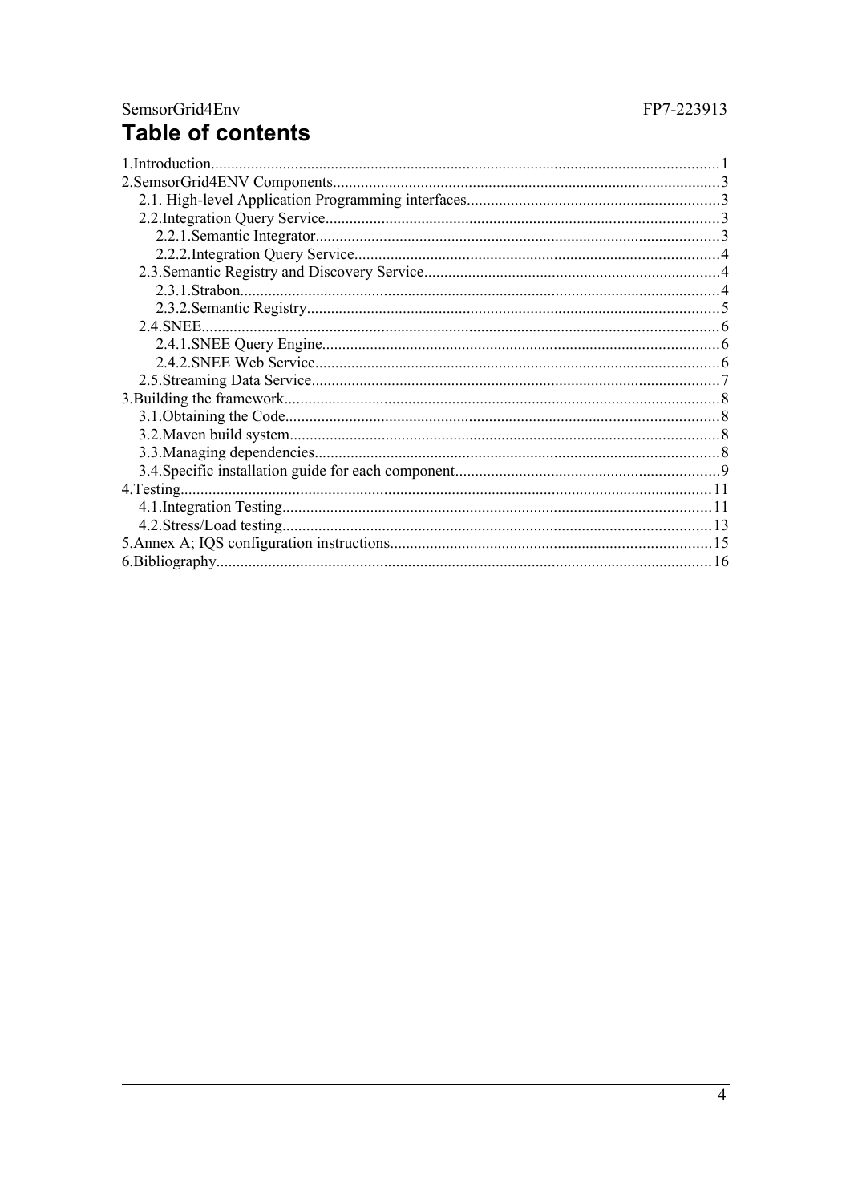# Table of contents

1.Introduction.....1

2.SemsorGrid4ENV Components.....3

- 2.1. High-level Application Programming interfaces.....3
- 2.2.Integration Query Service.....3
  - 2.2.1.Semantic Integrator.....3
  - 2.2.2.Integration Query Service.....4
- 2.3.Semantic Registry and Discovery Service.....4
  - 2.3.1.Strabon.....4
  - 2.3.2.Semantic Registry.....5
- 2.4.SNEE.....6
  - 2.4.1.SNEE Query Engine.....6
  - 2.4.2.SNEE Web Service.....6
- 2.5.Streaming Data Service.....7

3.Building the framework.....8

- 3.1.Obtaining the Code.....8
- 3.2.Maven build system.....8
- 3.3.Managing dependencies.....8
- 3.4.Specific installation guide for each component.....9

4.Testing.....11

- 4.1.Integration Testing.....11
- 4.2.Stress/Load testing.....13

5.Annex A; IQS configuration instructions.....15

6.Bibliography.....16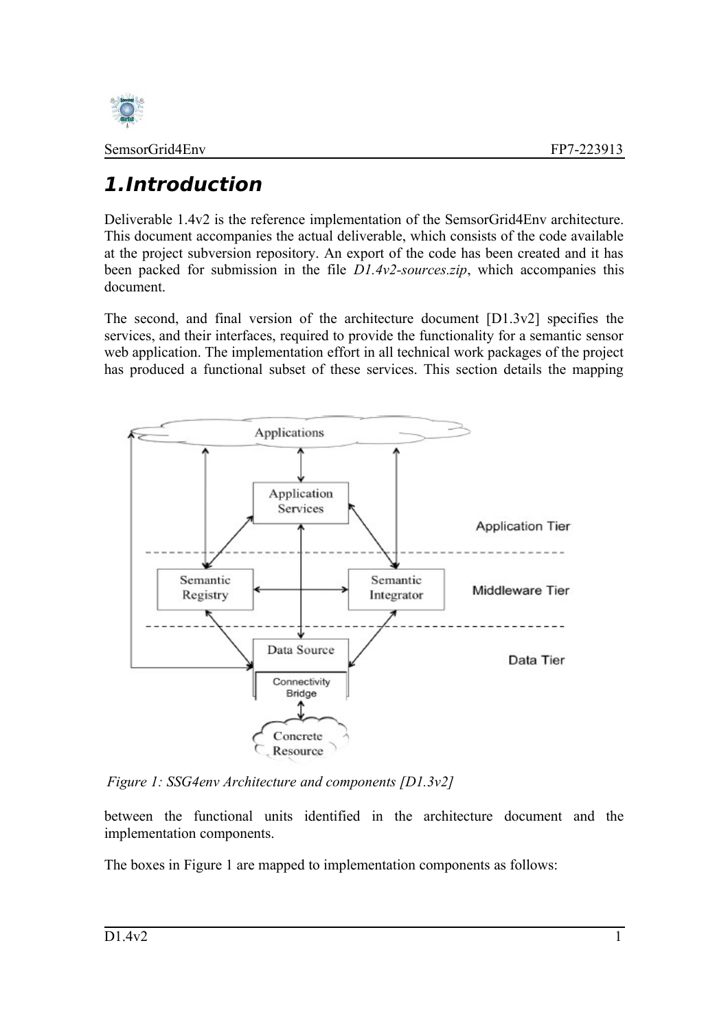# 1. Introduction

Deliverable 1.4v2 is the reference implementation of the SemsorGrid4Env architecture. This document accompanies the actual deliverable, which consists of the code available at the project subversion repository. An export of the code has been created and it has been packed for submission in the file *D1.4v2-sources.zip*, which accompanies this document.

The second, and final version of the architecture document [D1.3v2] specifies the services, and their interfaces, required to provide the functionality for a semantic sensor web application. The implementation effort in all technical work packages of the project has produced a functional subset of these services. This section details the mapping between the functional units identified in the architecture document and the implementation components.

*Figure 1: SSG4env Architecture and components [D1.3v2]*

The boxes in Figure 1 are mapped to implementation components as follows: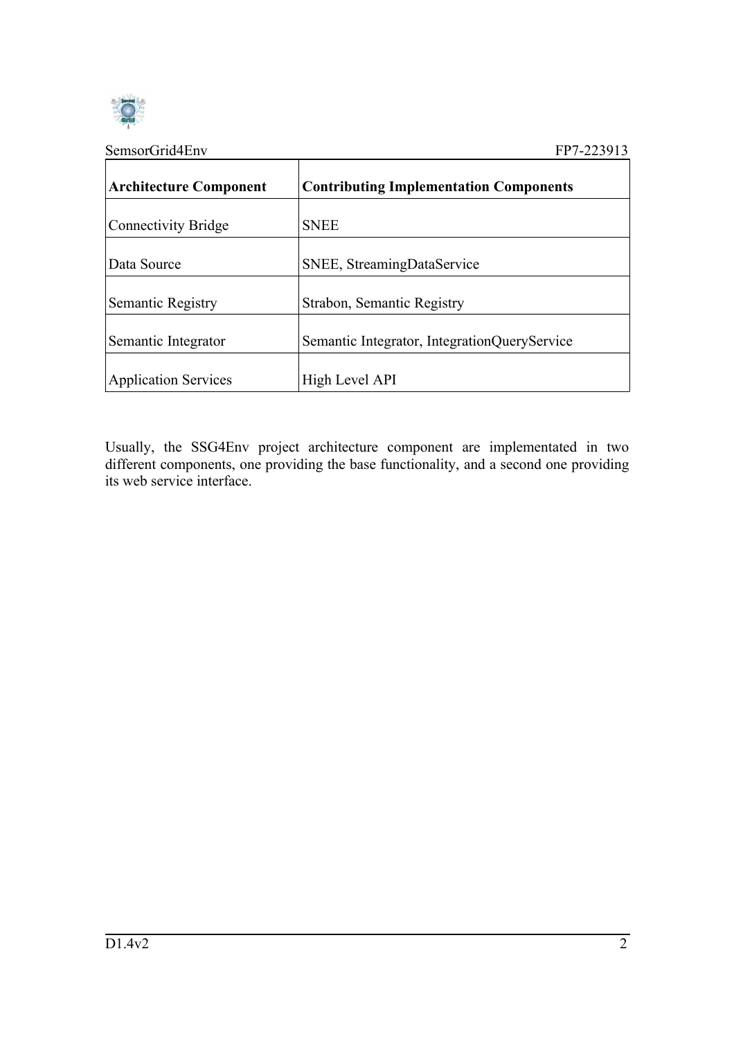| Architecture Component | Contributing Implementation Components |
| --- | --- |
| Connectivity Bridge | SNEE |
| Data Source | SNEE, StreamingDataService |
| Semantic Registry | Strabon, Semantic Registry |
| Semantic Integrator | Semantic Integrator, IntegrationQueryService |
| Application Services | High Level API |

Usually, the SSG4Env project architecture component are implementated in two different components, one providing the base functionality, and a second one providing its web service interface.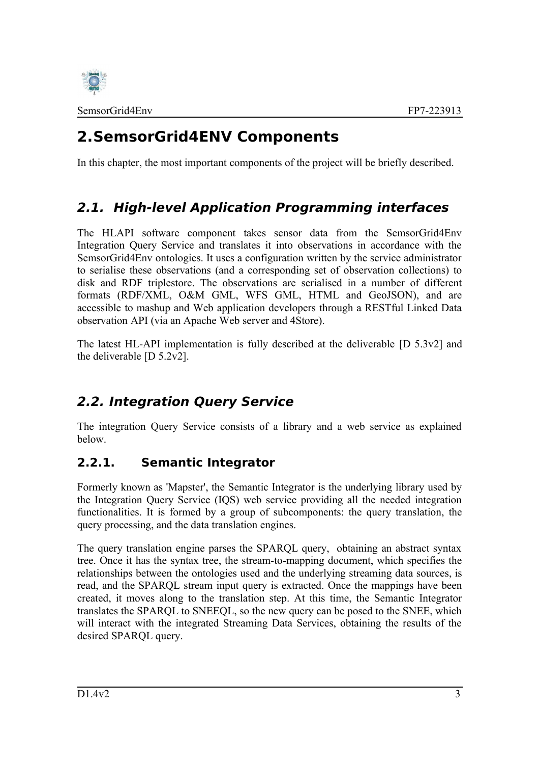# 2. SemsorGrid4ENV Components

In this chapter, the most important components of the project will be briefly described.

## 2.1. High-level Application Programming interfaces

The HLAPI software component takes sensor data from the SemsorGrid4Env Integration Query Service and translates it into observations in accordance with the SemsorGrid4Env ontologies. It uses a configuration written by the service administrator to serialise these observations (and a corresponding set of observation collections) to disk and RDF triplestore. The observations are serialised in a number of different formats (RDF/XML, O&M GML, WFS GML, HTML and GeoJSON), and are accessible to mashup and Web application developers through a RESTful Linked Data observation API (via an Apache Web server and 4Store).

The latest HL-API implementation is fully described at the deliverable [D 5.3v2] and the deliverable [D 5.2v2].

## 2.2. Integration Query Service

The integration Query Service consists of a library and a web service as explained below.

### 2.2.1. Semantic Integrator

Formerly known as 'Mapster', the Semantic Integrator is the underlying library used by the Integration Query Service (IQS) web service providing all the needed integration functionalities. It is formed by a group of subcomponents: the query translation, the query processing, and the data translation engines.

The query translation engine parses the SPARQL query, obtaining an abstract syntax tree. Once it has the syntax tree, the stream-to-mapping document, which specifies the relationships between the ontologies used and the underlying streaming data sources, is read, and the SPARQL stream input query is extracted. Once the mappings have been created, it moves along to the translation step. At this time, the Semantic Integrator translates the SPARQL to SNEEQL, so the new query can be posed to the SNEE, which will interact with the integrated Streaming Data Services, obtaining the results of the desired SPARQL query.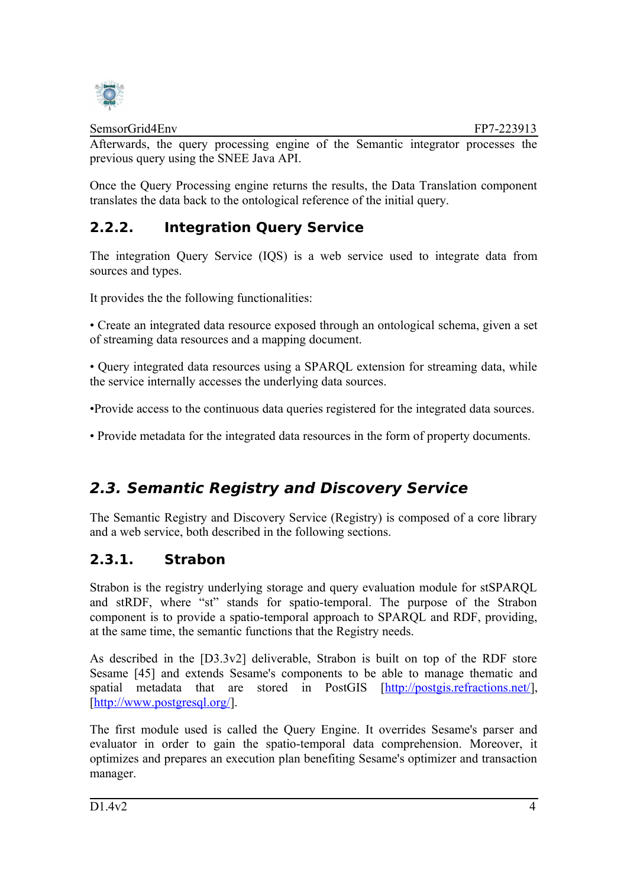Afterwards, the query processing engine of the Semantic integrator processes the previous query using the SNEE Java API.

Once the Query Processing engine returns the results, the Data Translation component translates the data back to the ontological reference of the initial query.

### 2.2.2. Integration Query Service

The integration Query Service (IQS) is a web service used to integrate data from sources and types.

It provides the the following functionalities:

• Create an integrated data resource exposed through an ontological schema, given a set of streaming data resources and a mapping document.

• Query integrated data resources using a SPARQL extension for streaming data, while the service internally accesses the underlying data sources.

•Provide access to the continuous data queries registered for the integrated data sources.

• Provide metadata for the integrated data resources in the form of property documents.

## *2.3. Semantic Registry and Discovery Service*

The Semantic Registry and Discovery Service (Registry) is composed of a core library and a web service, both described in the following sections.

### 2.3.1. Strabon

Strabon is the registry underlying storage and query evaluation module for stSPARQL and stRDF, where "st" stands for spatio-temporal. The purpose of the Strabon component is to provide a spatio-temporal approach to SPARQL and RDF, providing, at the same time, the semantic functions that the Registry needs.

As described in the [D3.3v2] deliverable, Strabon is built on top of the RDF store Sesame [45] and extends Sesame's components to be able to manage thematic and spatial metadata that are stored in PostGIS [http://postgis.refractions.net/], [http://www.postgresql.org/].

The first module used is called the Query Engine. It overrides Sesame's parser and evaluator in order to gain the spatio-temporal data comprehension. Moreover, it optimizes and prepares an execution plan benefiting Sesame's optimizer and transaction manager.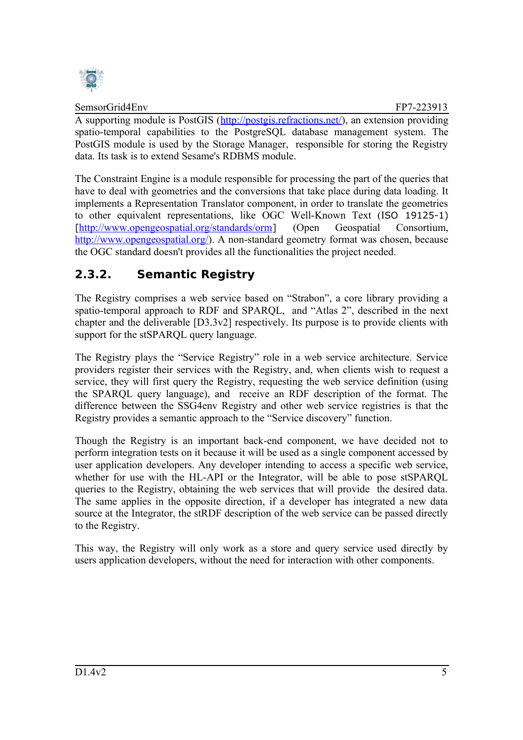A supporting module is PostGIS (http://postgis.refractions.net/), an extension providing spatio-temporal capabilities to the PostgreSQL database management system. The PostGIS module is used by the Storage Manager, responsible for storing the Registry data. Its task is to extend Sesame's RDBMS module.

The Constraint Engine is a module responsible for processing the part of the queries that have to deal with geometries and the conversions that take place during data loading. It implements a Representation Translator component, in order to translate the geometries to other equivalent representations, like OGC Well-Known Text (ISO 19125-1) [http://www.opengeospatial.org/standards/orm] (Open Geospatial Consortium, http://www.opengeospatial.org/). A non-standard geometry format was chosen, because the OGC standard doesn't provides all the functionalities the project needed.

### 2.3.2. Semantic Registry

The Registry comprises a web service based on "Strabon", a core library providing a spatio-temporal approach to RDF and SPARQL, and "Atlas 2", described in the next chapter and the deliverable [D3.3v2] respectively. Its purpose is to provide clients with support for the stSPARQL query language.

The Registry plays the "Service Registry" role in a web service architecture. Service providers register their services with the Registry, and, when clients wish to request a service, they will first query the Registry, requesting the web service definition (using the SPARQL query language), and receive an RDF description of the format. The difference between the SSG4env Registry and other web service registries is that the Registry provides a semantic approach to the "Service discovery" function.

Though the Registry is an important back-end component, we have decided not to perform integration tests on it because it will be used as a single component accessed by user application developers. Any developer intending to access a specific web service, whether for use with the HL-API or the Integrator, will be able to pose stSPARQL queries to the Registry, obtaining the web services that will provide the desired data. The same applies in the opposite direction, if a developer has integrated a new data source at the Integrator, the stRDF description of the web service can be passed directly to the Registry.

This way, the Registry will only work as a store and query service used directly by users application developers, without the need for interaction with other components.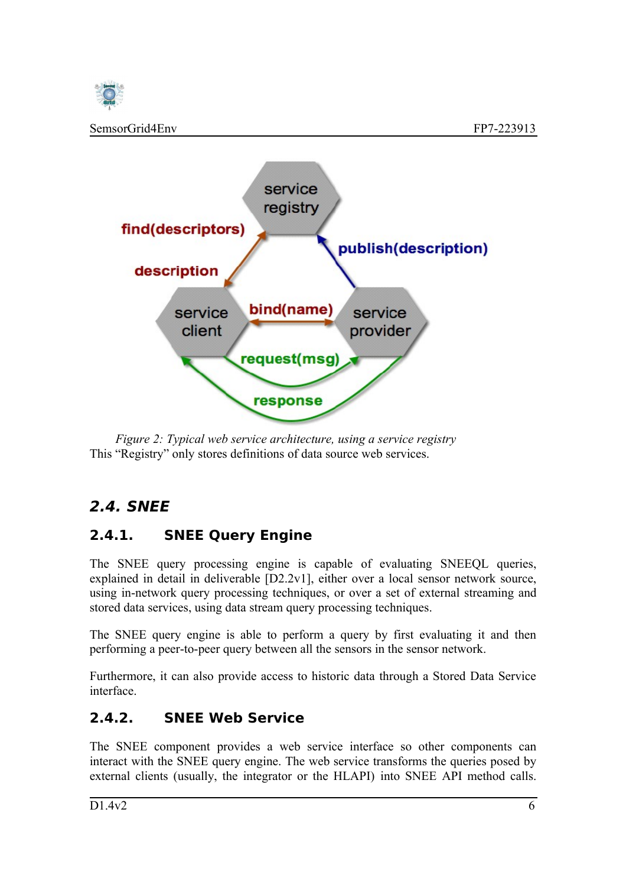*Figure 2: Typical web service architecture, using a service registry*

This “Registry” only stores definitions of data source web services.

## 2.4. SNEE

### 2.4.1. SNEE Query Engine

The SNEE query processing engine is capable of evaluating SNEEQL queries, explained in detail in deliverable [D2.2v1], either over a local sensor network source, using in-network query processing techniques, or over a set of external streaming and stored data services, using data stream query processing techniques.

The SNEE query engine is able to perform a query by first evaluating it and then performing a peer-to-peer query between all the sensors in the sensor network.

Furthermore, it can also provide access to historic data through a Stored Data Service interface.

### 2.4.2. SNEE Web Service

The SNEE component provides a web service interface so other components can interact with the SNEE query engine. The web service transforms the queries posed by external clients (usually, the integrator or the HLAPI) into SNEE API method calls.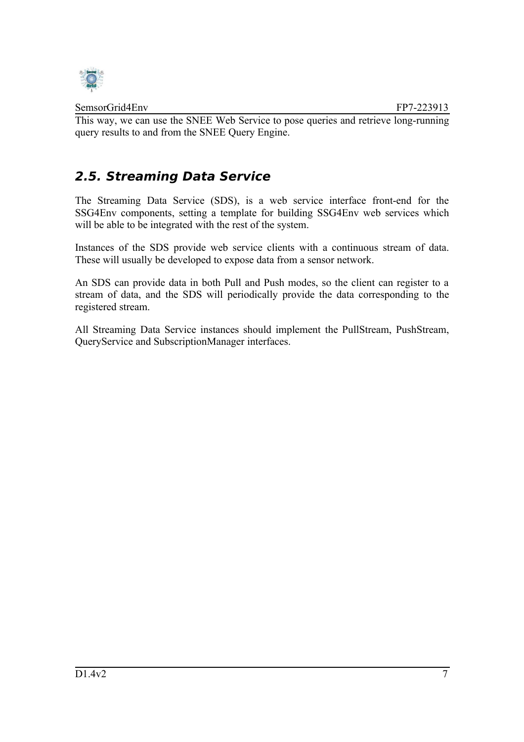This way, we can use the SNEE Web Service to pose queries and retrieve long-running query results to and from the SNEE Query Engine.

## 2.5. Streaming Data Service

The Streaming Data Service (SDS), is a web service interface front-end for the SSG4Env components, setting a template for building SSG4Env web services which will be able to be integrated with the rest of the system.

Instances of the SDS provide web service clients with a continuous stream of data. These will usually be developed to expose data from a sensor network.

An SDS can provide data in both Pull and Push modes, so the client can register to a stream of data, and the SDS will periodically provide the data corresponding to the registered stream.

All Streaming Data Service instances should implement the PullStream, PushStream, QueryService and SubscriptionManager interfaces.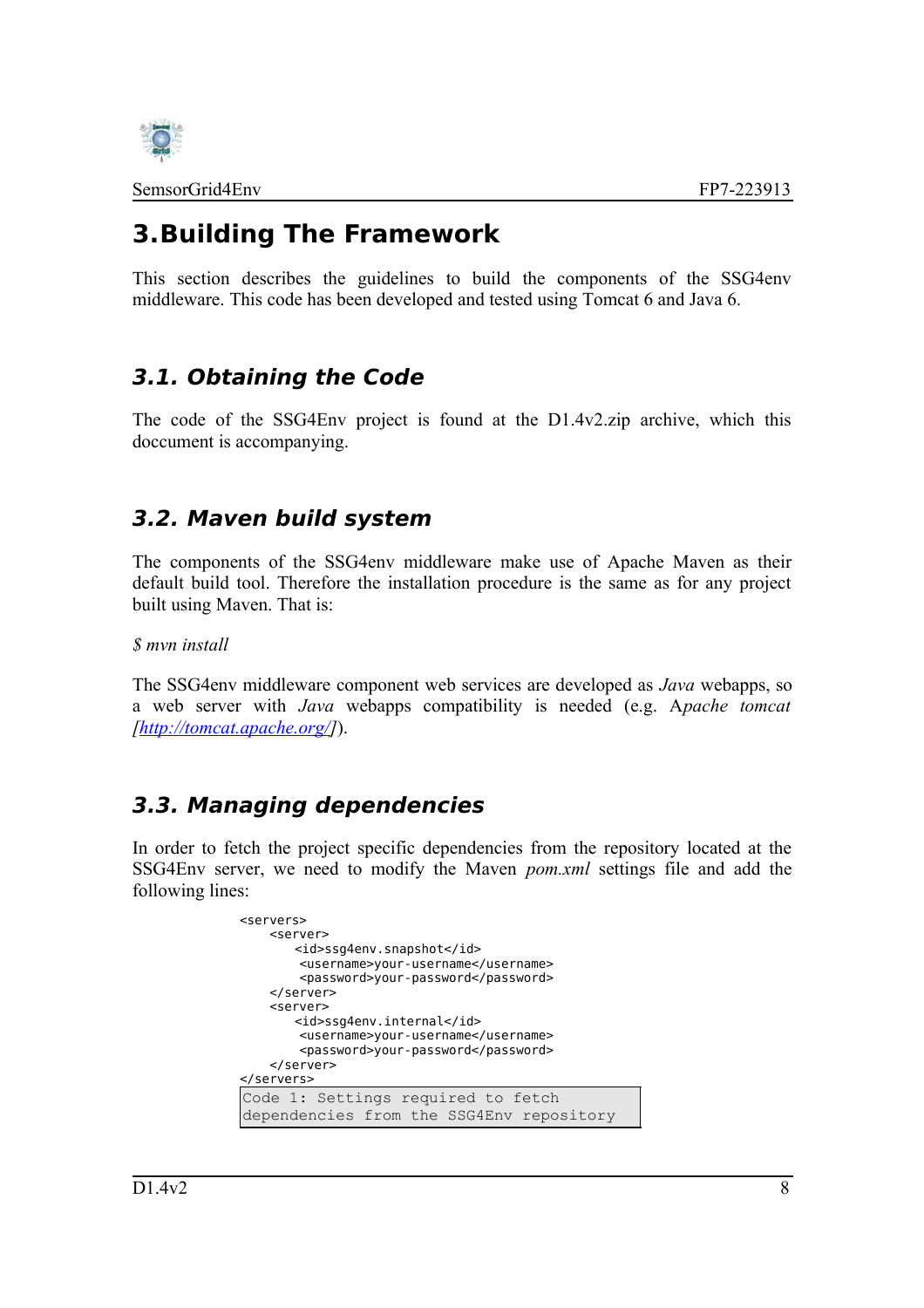# 3.Building The Framework

This section describes the guidelines to build the components of the SSG4env middleware. This code has been developed and tested using Tomcat 6 and Java 6.

## 3.1. Obtaining the Code

The code of the SSG4Env project is found at the D1.4v2.zip archive, which this doccument is accompanying.

## 3.2. Maven build system

The components of the SSG4env middleware make use of Apache Maven as their default build tool. Therefore the installation procedure is the same as for any project built using Maven. That is:

*$ mvn install*

The SSG4env middleware component web services are developed as *Java* webapps, so a web server with *Java* webapps compatibility is needed (e.g. A*pache tomcat [http://tomcat.apache.org/]*).

## 3.3. Managing dependencies

In order to fetch the project specific dependencies from the repository located at the SSG4Env server, we need to modify the Maven *pom.xml* settings file and add the following lines:

```
<servers>
    <server>
        <id>ssg4env.snapshot</id>
         <username>your-username</username>
         <password>your-password</password>
    </server>
    <server>
        <id>ssg4env.internal</id>
         <username>your-username</username>
         <password>your-password</password>
    </server>
</servers>
```

Code 1: Settings required to fetch dependencies from the SSG4Env repository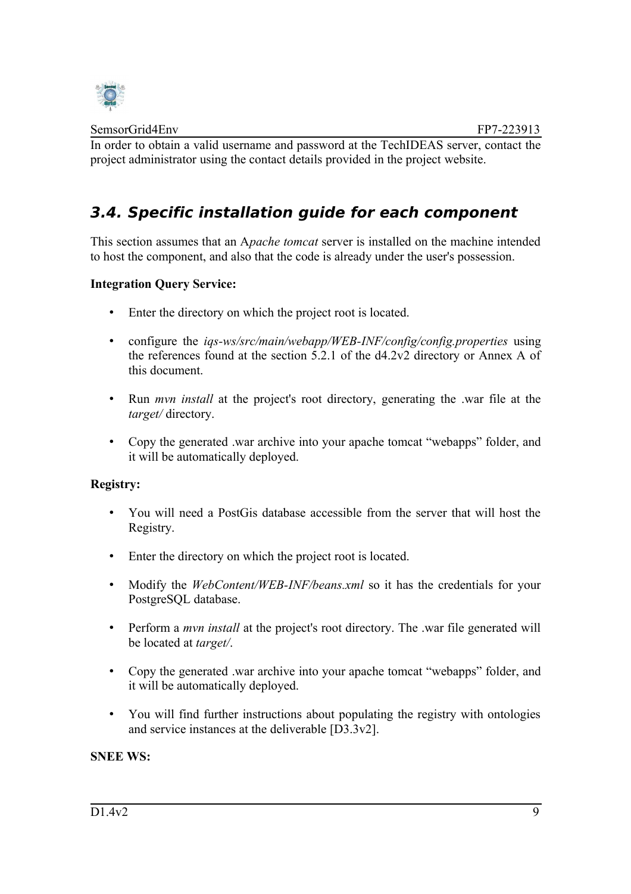In order to obtain a valid username and password at the TechIDEAS server, contact the project administrator using the contact details provided in the project website.

## *3.4. Specific installation guide for each component*

This section assumes that an A*pache tomcat* server is installed on the machine intended to host the component, and also that the code is already under the user's possession.

**Integration Query Service:**

- Enter the directory on which the project root is located.
- configure the *iqs-ws/src/main/webapp/WEB-INF/config/config.properties* using the references found at the section 5.2.1 of the d4.2v2 directory or Annex A of this document.
- Run *mvn install* at the project's root directory, generating the .war file at the *target/* directory.
- Copy the generated .war archive into your apache tomcat "webapps" folder, and it will be automatically deployed.

**Registry:**

- You will need a PostGis database accessible from the server that will host the Registry.
- Enter the directory on which the project root is located.
- Modify the *WebContent/WEB-INF/beans.xml* so it has the credentials for your PostgreSQL database.
- Perform a *mvn install* at the project's root directory. The .war file generated will be located at *target/*.
- Copy the generated .war archive into your apache tomcat "webapps" folder, and it will be automatically deployed.
- You will find further instructions about populating the registry with ontologies and service instances at the deliverable [D3.3v2].

**SNEE WS:**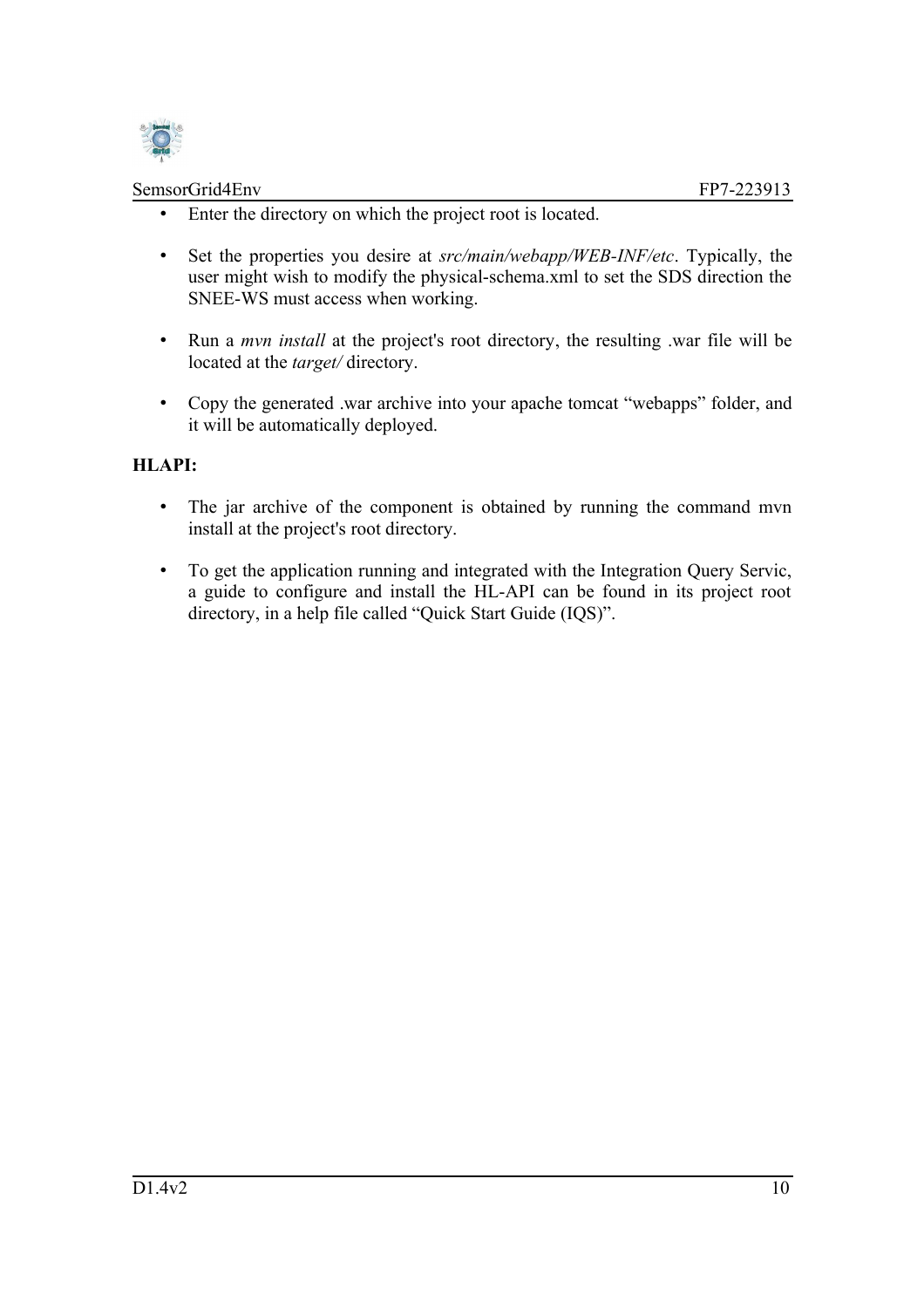- Enter the directory on which the project root is located.

- Set the properties you desire at *src/main/webapp/WEB-INF/etc*. Typically, the user might wish to modify the physical-schema.xml to set the SDS direction the SNEE-WS must access when working.

- Run a *mvn install* at the project's root directory, the resulting .war file will be located at the *target/* directory.

- Copy the generated .war archive into your apache tomcat "webapps" folder, and it will be automatically deployed.

**HLAPI:**

- The jar archive of the component is obtained by running the command mvn install at the project's root directory.

- To get the application running and integrated with the Integration Query Servic, a guide to configure and install the HL-API can be found in its project root directory, in a help file called "Quick Start Guide (IQS)".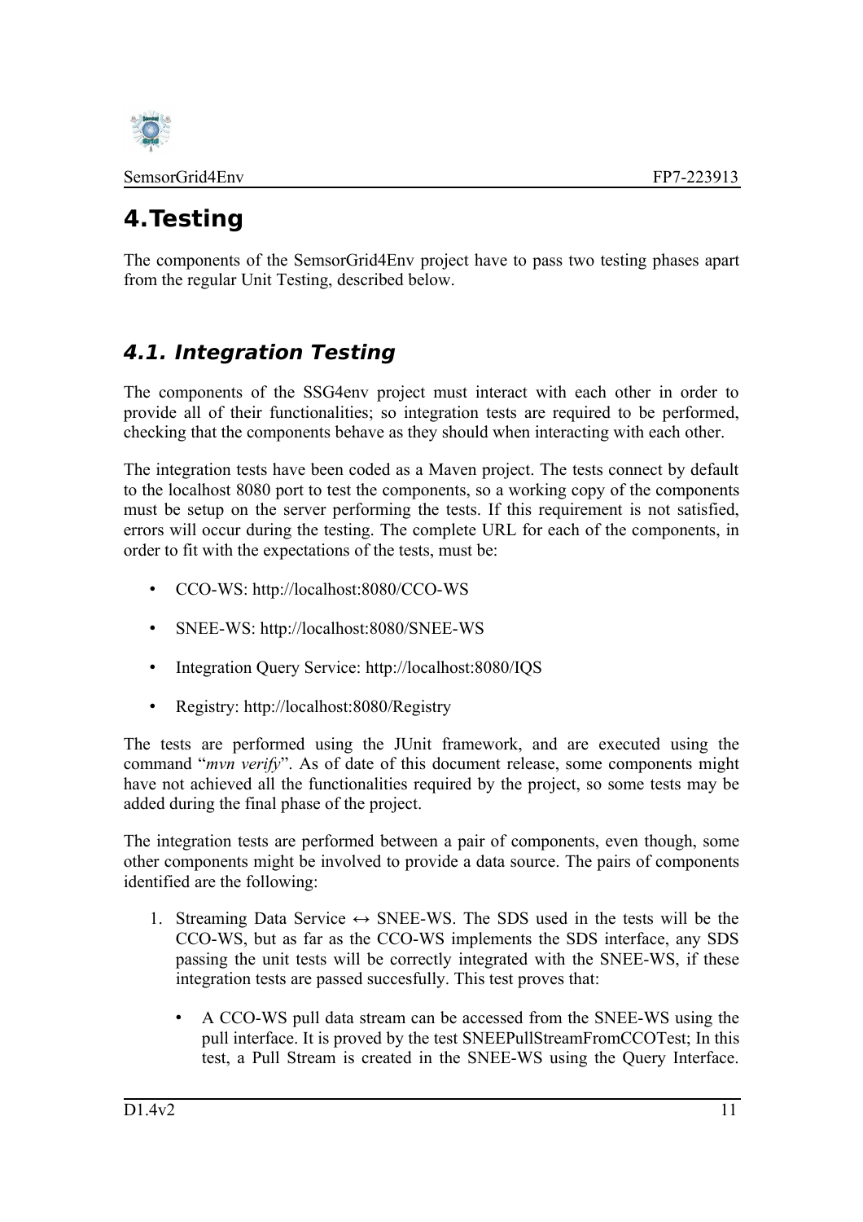# 4. Testing

The components of the SemsorGrid4Env project have to pass two testing phases apart from the regular Unit Testing, described below.

## 4.1. Integration Testing

The components of the SSG4env project must interact with each other in order to provide all of their functionalities; so integration tests are required to be performed, checking that the components behave as they should when interacting with each other.

The integration tests have been coded as a Maven project. The tests connect by default to the localhost 8080 port to test the components, so a working copy of the components must be setup on the server performing the tests. If this requirement is not satisfied, errors will occur during the testing. The complete URL for each of the components, in order to fit with the expectations of the tests, must be:

- CCO-WS: http://localhost:8080/CCO-WS
- SNEE-WS: http://localhost:8080/SNEE-WS
- Integration Query Service: http://localhost:8080/IQS
- Registry: http://localhost:8080/Registry

The tests are performed using the JUnit framework, and are executed using the command "*mvn verify*". As of date of this document release, some components might have not achieved all the functionalities required by the project, so some tests may be added during the final phase of the project.

The integration tests are performed between a pair of components, even though, some other components might be involved to provide a data source. The pairs of components identified are the following:

1. Streaming Data Service ↔ SNEE-WS. The SDS used in the tests will be the CCO-WS, but as far as the CCO-WS implements the SDS interface, any SDS passing the unit tests will be correctly integrated with the SNEE-WS, if these integration tests are passed succesfully. This test proves that:
   - A CCO-WS pull data stream can be accessed from the SNEE-WS using the pull interface. It is proved by the test SNEEPullStreamFromCCOTest; In this test, a Pull Stream is created in the SNEE-WS using the Query Interface.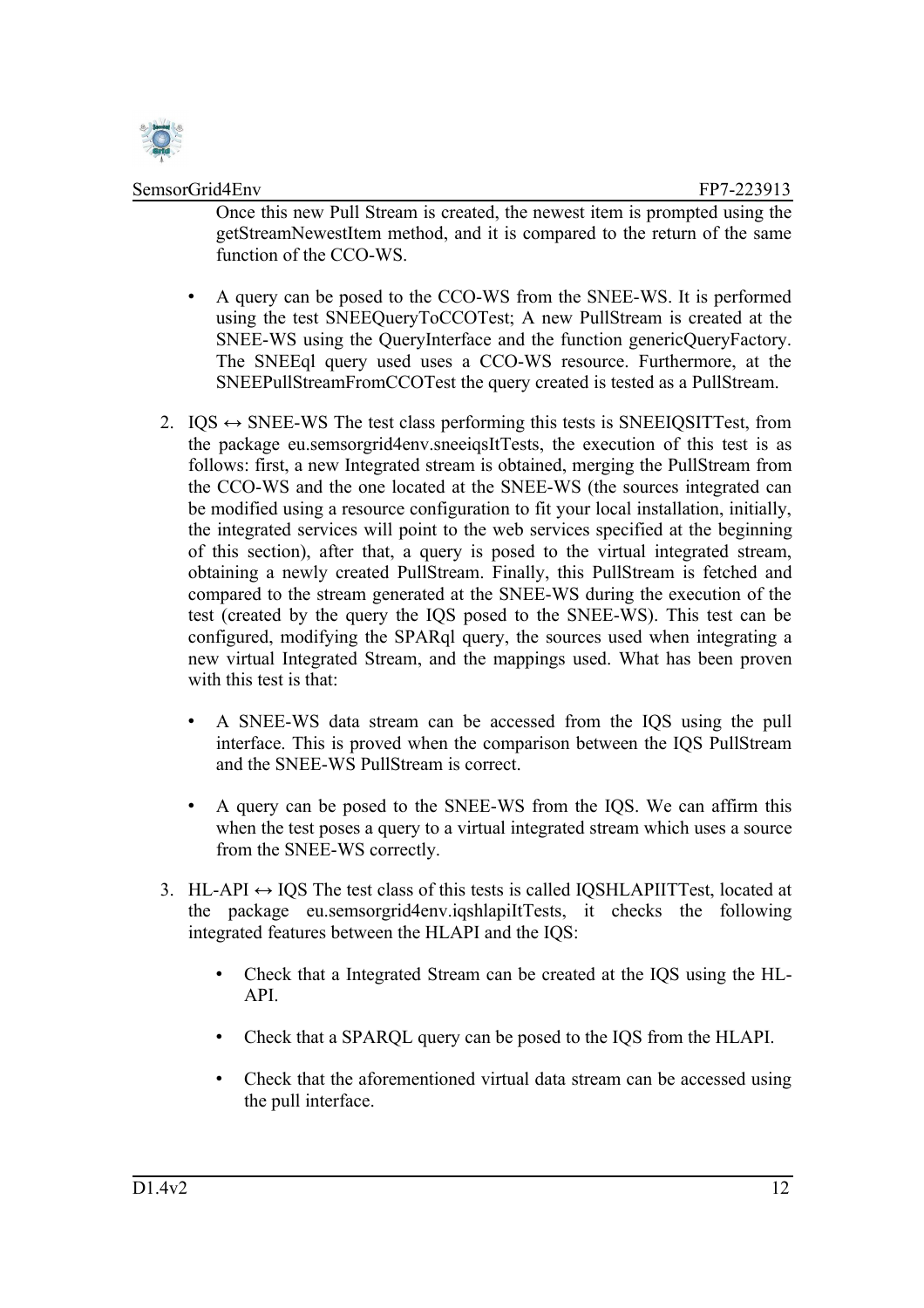Once this new Pull Stream is created, the newest item is prompted using the getStreamNewestItem method, and it is compared to the return of the same function of the CCO-WS.

- A query can be posed to the CCO-WS from the SNEE-WS. It is performed using the test SNEEQueryToCCOTest; A new PullStream is created at the SNEE-WS using the QueryInterface and the function genericQueryFactory. The SNEEql query used uses a CCO-WS resource. Furthermore, at the SNEEPullStreamFromCCOTest the query created is tested as a PullStream.

2. IQS ↔ SNEE-WS The test class performing this tests is SNEEIQSITTest, from the package eu.semsorgrid4env.sneeiqsItTests, the execution of this test is as follows: first, a new Integrated stream is obtained, merging the PullStream from the CCO-WS and the one located at the SNEE-WS (the sources integrated can be modified using a resource configuration to fit your local installation, initially, the integrated services will point to the web services specified at the beginning of this section), after that, a query is posed to the virtual integrated stream, obtaining a newly created PullStream. Finally, this PullStream is fetched and compared to the stream generated at the SNEE-WS during the execution of the test (created by the query the IQS posed to the SNEE-WS). This test can be configured, modifying the SPARql query, the sources used when integrating a new virtual Integrated Stream, and the mappings used. What has been proven with this test is that:

   - A SNEE-WS data stream can be accessed from the IQS using the pull interface. This is proved when the comparison between the IQS PullStream and the SNEE-WS PullStream is correct.

   - A query can be posed to the SNEE-WS from the IQS. We can affirm this when the test poses a query to a virtual integrated stream which uses a source from the SNEE-WS correctly.

3. HL-API ↔ IQS The test class of this tests is called IQSHLAPIITTest, located at the package eu.semsorgrid4env.iqshlapiItTests, it checks the following integrated features between the HLAPI and the IQS:

   - Check that a Integrated Stream can be created at the IQS using the HL-API.

   - Check that a SPARQL query can be posed to the IQS from the HLAPI.

   - Check that the aforementioned virtual data stream can be accessed using the pull interface.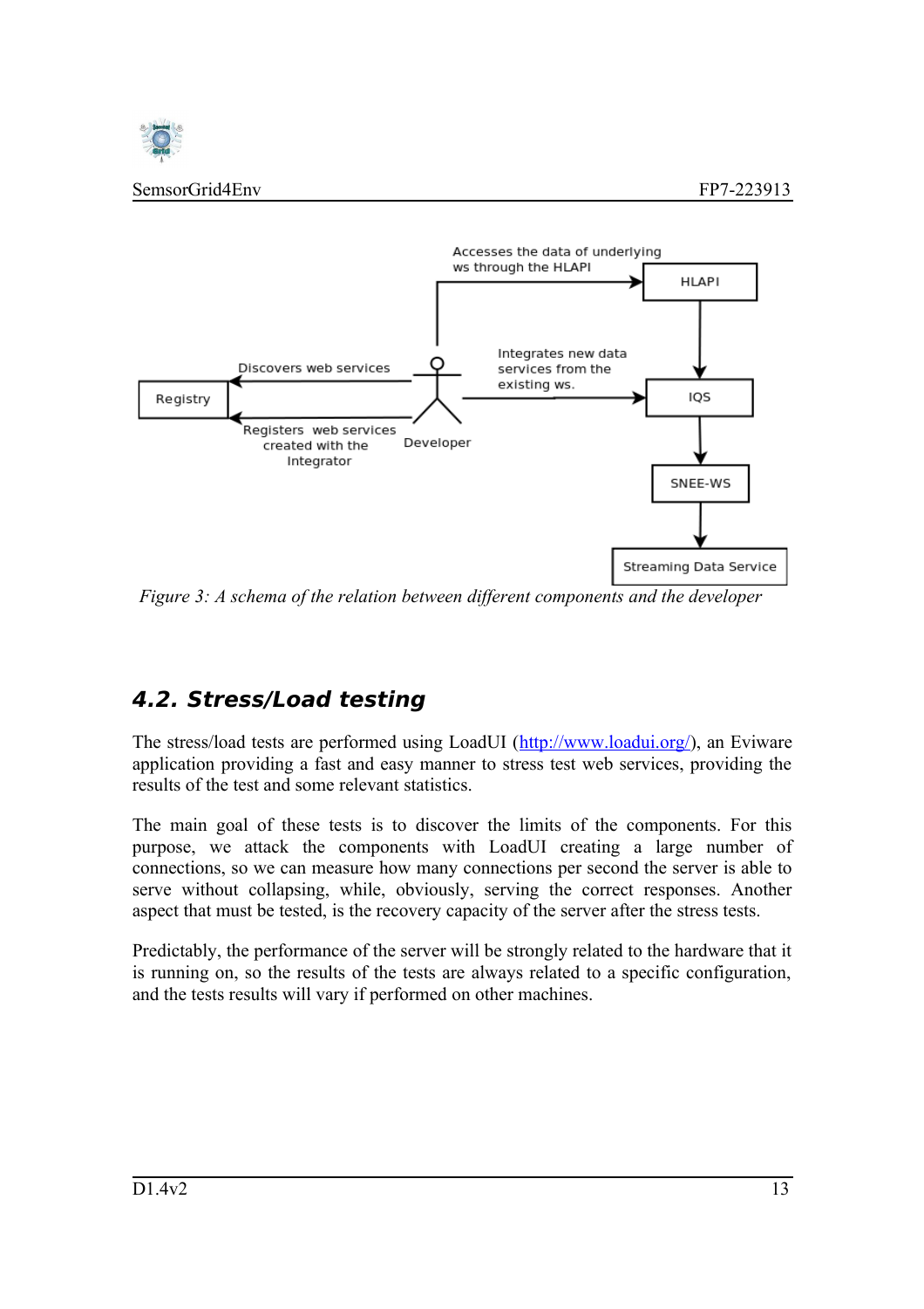Figure 3: A schema of the relation between different components and the developer

## 4.2. Stress/Load testing

The stress/load tests are performed using LoadUI (http://www.loadui.org/), an Eviware application providing a fast and easy manner to stress test web services, providing the results of the test and some relevant statistics.

The main goal of these tests is to discover the limits of the components. For this purpose, we attack the components with LoadUI creating a large number of connections, so we can measure how many connections per second the server is able to serve without collapsing, while, obviously, serving the correct responses. Another aspect that must be tested, is the recovery capacity of the server after the stress tests.

Predictably, the performance of the server will be strongly related to the hardware that it is running on, so the results of the tests are always related to a specific configuration, and the tests results will vary if performed on other machines.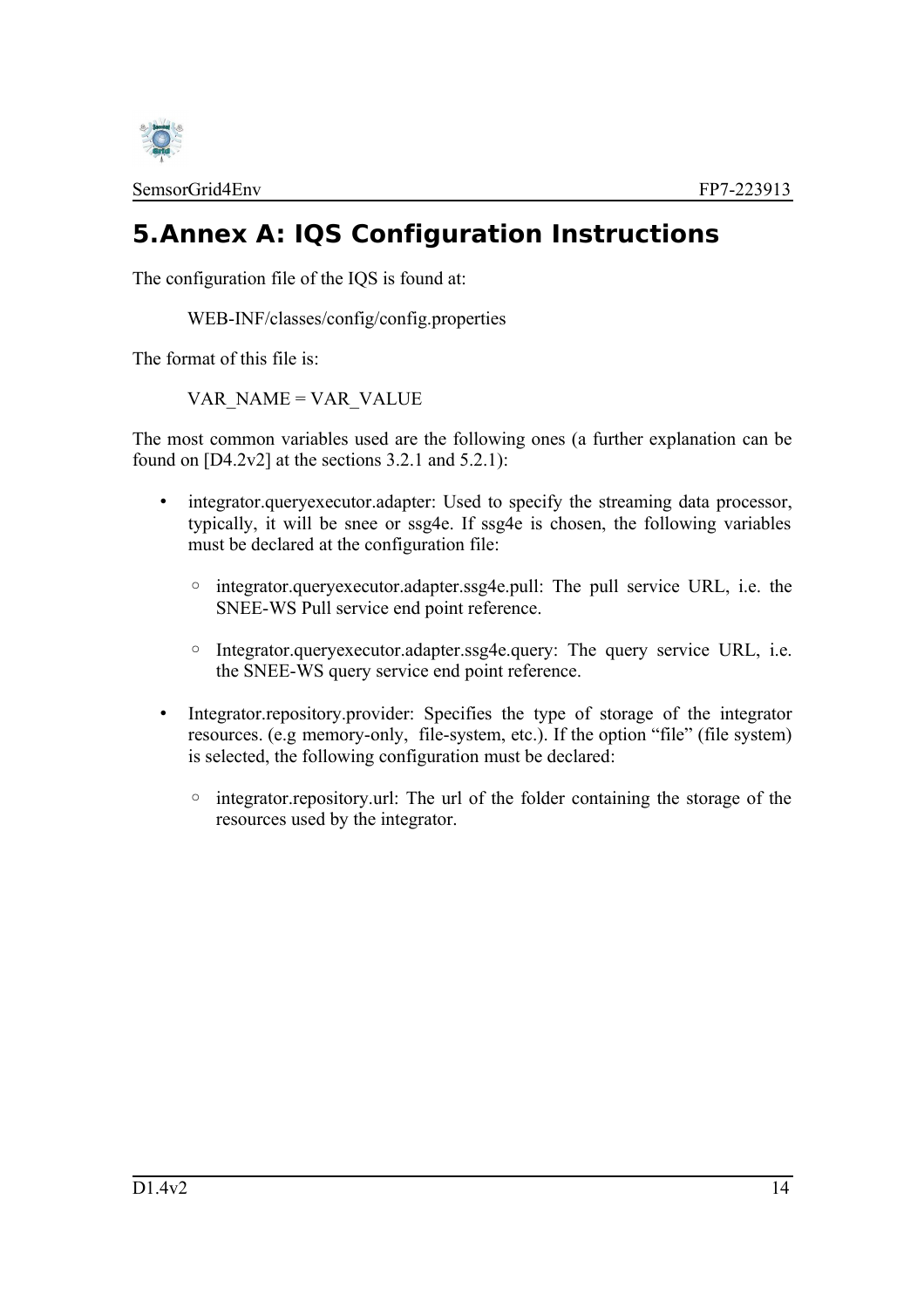# 5. Annex A: IQS Configuration Instructions

The configuration file of the IQS is found at:

WEB-INF/classes/config/config.properties

The format of this file is:

VAR_NAME = VAR_VALUE

The most common variables used are the following ones (a further explanation can be found on [D4.2v2] at the sections 3.2.1 and 5.2.1):

- integrator.queryexecutor.adapter: Used to specify the streaming data processor, typically, it will be snee or ssg4e. If ssg4e is chosen, the following variables must be declared at the configuration file:
    - integrator.queryexecutor.adapter.ssg4e.pull: The pull service URL, i.e. the SNEE-WS Pull service end point reference.
    - Integrator.queryexecutor.adapter.ssg4e.query: The query service URL, i.e. the SNEE-WS query service end point reference.
- Integrator.repository.provider: Specifies the type of storage of the integrator resources. (e.g memory-only, file-system, etc.). If the option "file" (file system) is selected, the following configuration must be declared:
    - integrator.repository.url: The url of the folder containing the storage of the resources used by the integrator.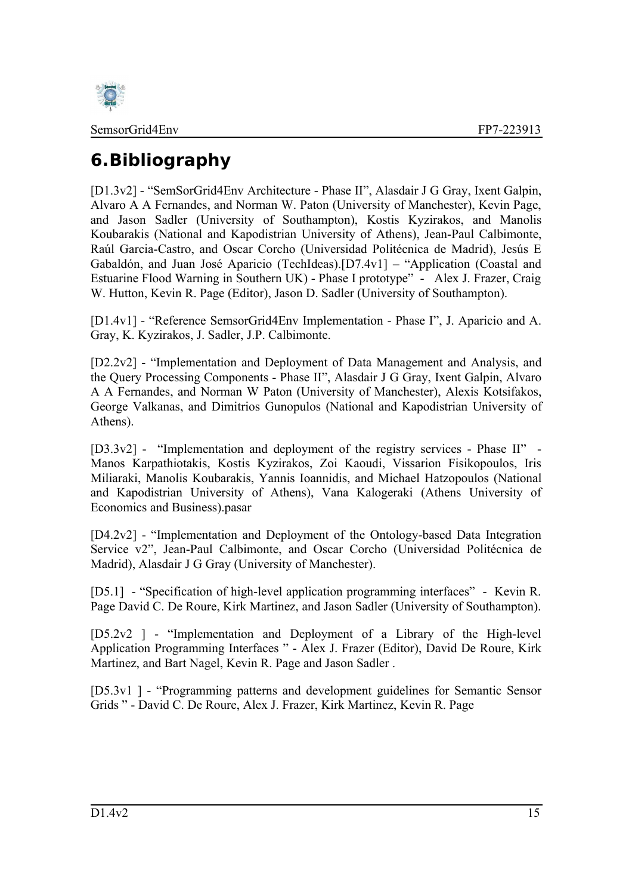# 6. Bibliography

[D1.3v2] - "SemSorGrid4Env Architecture - Phase II", Alasdair J G Gray, Ixent Galpin, Alvaro A A Fernandes, and Norman W. Paton (University of Manchester), Kevin Page, and Jason Sadler (University of Southampton), Kostis Kyzirakos, and Manolis Koubarakis (National and Kapodistrian University of Athens), Jean-Paul Calbimonte, Raúl Garcia-Castro, and Oscar Corcho (Universidad Politécnica de Madrid), Jesús E Gabaldón, and Juan José Aparicio (TechIdeas).[D7.4v1] – "Application (Coastal and Estuarine Flood Warning in Southern UK) - Phase I prototype" - Alex J. Frazer, Craig W. Hutton, Kevin R. Page (Editor), Jason D. Sadler (University of Southampton).

[D1.4v1] - "Reference SemsorGrid4Env Implementation - Phase I", J. Aparicio and A. Gray, K. Kyzirakos, J. Sadler, J.P. Calbimonte.

[D2.2v2] - "Implementation and Deployment of Data Management and Analysis, and the Query Processing Components - Phase II", Alasdair J G Gray, Ixent Galpin, Alvaro A A Fernandes, and Norman W Paton (University of Manchester), Alexis Kotsifakos, George Valkanas, and Dimitrios Gunopulos (National and Kapodistrian University of Athens).

[D3.3v2] - "Implementation and deployment of the registry services - Phase II" - Manos Karpathiotakis, Kostis Kyzirakos, Zoi Kaoudi, Vissarion Fisikopoulos, Iris Miliaraki, Manolis Koubarakis, Yannis Ioannidis, and Michael Hatzopoulos (National and Kapodistrian University of Athens), Vana Kalogeraki (Athens University of Economics and Business).pasar

[D4.2v2] - "Implementation and Deployment of the Ontology-based Data Integration Service v2", Jean-Paul Calbimonte, and Oscar Corcho (Universidad Politécnica de Madrid), Alasdair J G Gray (University of Manchester).

[D5.1] - "Specification of high-level application programming interfaces" - Kevin R. Page David C. De Roure, Kirk Martinez, and Jason Sadler (University of Southampton).

[D5.2v2 ] - "Implementation and Deployment of a Library of the High-level Application Programming Interfaces " - Alex J. Frazer (Editor), David De Roure, Kirk Martinez, and Bart Nagel, Kevin R. Page and Jason Sadler .

[D5.3v1 ] - "Programming patterns and development guidelines for Semantic Sensor Grids " - David C. De Roure, Alex J. Frazer, Kirk Martinez, Kevin R. Page